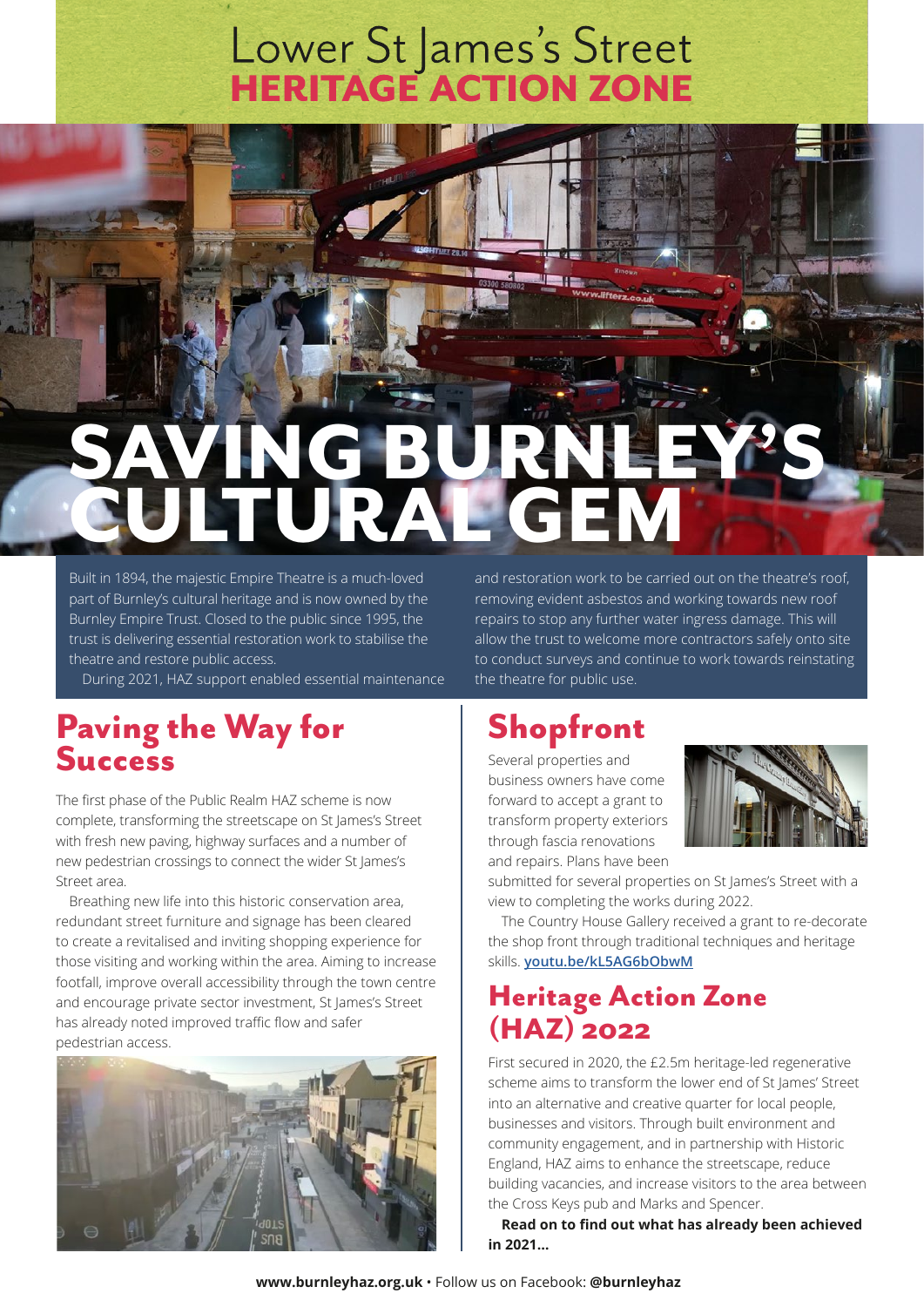# Lower St James's Street
# HERITAGE ACTION ZONE

# SAVING BURNLEY'S CULTURAL GEM

Built in 1894, the majestic Empire Theatre is a much-loved part of Burnley's cultural heritage and is now owned by the Burnley Empire Trust. Closed to the public since 1995, the trust is delivering essential restoration work to stabilise the theatre and restore public access.

During 2021, HAZ support enabled essential maintenance and restoration work to be carried out on the theatre's roof, removing evident asbestos and working towards new roof repairs to stop any further water ingress damage. This will allow the trust to welcome more contractors safely onto site to conduct surveys and continue to work towards reinstating the theatre for public use.

## Paving the Way for Success

The first phase of the Public Realm HAZ scheme is now complete, transforming the streetscape on St James's Street with fresh new paving, highway surfaces and a number of new pedestrian crossings to connect the wider St James's Street area.

Breathing new life into this historic conservation area, redundant street furniture and signage has been cleared to create a revitalised and inviting shopping experience for those visiting and working within the area. Aiming to increase footfall, improve overall accessibility through the town centre and encourage private sector investment, St James's Street has already noted improved traffic flow and safer pedestrian access.

## Shopfront

Several properties and business owners have come forward to accept a grant to transform property exteriors through fascia renovations and repairs. Plans have been submitted for several properties on St James's Street with a view to completing the works during 2022.

The Country House Gallery received a grant to re-decorate the shop front through traditional techniques and heritage skills. **youtu.be/kL5AG6bObwM**

## Heritage Action Zone (HAZ) 2022

First secured in 2020, the £2.5m heritage-led regenerative scheme aims to transform the lower end of St James' Street into an alternative and creative quarter for local people, businesses and visitors. Through built environment and community engagement, and in partnership with Historic England, HAZ aims to enhance the streetscape, reduce building vacancies, and increase visitors to the area between the Cross Keys pub and Marks and Spencer.

**Read on to find out what has already been achieved in 2021...**

**www.burnleyhaz.org.uk** • Follow us on Facebook: **@burnleyhaz**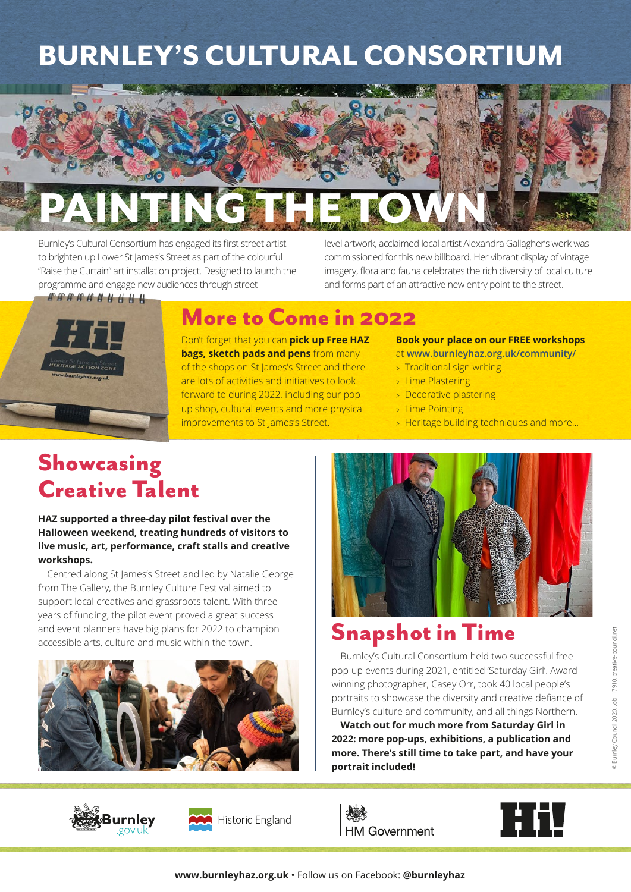# BURNLEY'S CULTURAL CONSORTIUM

## PAINTING THE TOWN

Burnley's Cultural Consortium has engaged its first street artist to brighten up Lower St James's Street as part of the colourful "Raise the Curtain" art installation project. Designed to launch the programme and engage new audiences through street-level artwork, acclaimed local artist Alexandra Gallagher's work was commissioned for this new billboard. Her vibrant display of vintage imagery, flora and fauna celebrates the rich diversity of local culture and forms part of an attractive new entry point to the street.

## More to Come in 2022

Don't forget that you can **pick up Free HAZ bags, sketch pads and pens** from many of the shops on St James's Street and there are lots of activities and initiatives to look forward to during 2022, including our pop-up shop, cultural events and more physical improvements to St James's Street.

**Book your place on our FREE workshops** at **www.burnleyhaz.org.uk/community/**

- Traditional sign writing
- Lime Plastering
- Decorative plastering
- Lime Pointing
- Heritage building techniques and more...

## Showcasing Creative Talent

**HAZ supported a three-day pilot festival over the Halloween weekend, treating hundreds of visitors to live music, art, performance, craft stalls and creative workshops.**

Centred along St James's Street and led by Natalie George from The Gallery, the Burnley Culture Festival aimed to support local creatives and grassroots talent. With three years of funding, the pilot event proved a great success and event planners have big plans for 2022 to champion accessible arts, culture and music within the town.

## Snapshot in Time

Burnley's Cultural Consortium held two successful free pop-up events during 2021, entitled 'Saturday Girl'. Award winning photographer, Casey Orr, took 40 local people's portraits to showcase the diversity and creative defiance of Burnley's culture and community, and all things Northern.

**Watch out for much more from Saturday Girl in 2022: more pop-ups, exhibitions, a publication and more. There's still time to take part, and have your portrait included!**

© Burnley Council 2020. Job_17910 creative-council.net

Burnley .gov.uk | Historic England | HM Government | Hi!

**www.burnleyhaz.org.uk** • Follow us on Facebook: **@burnleyhaz**